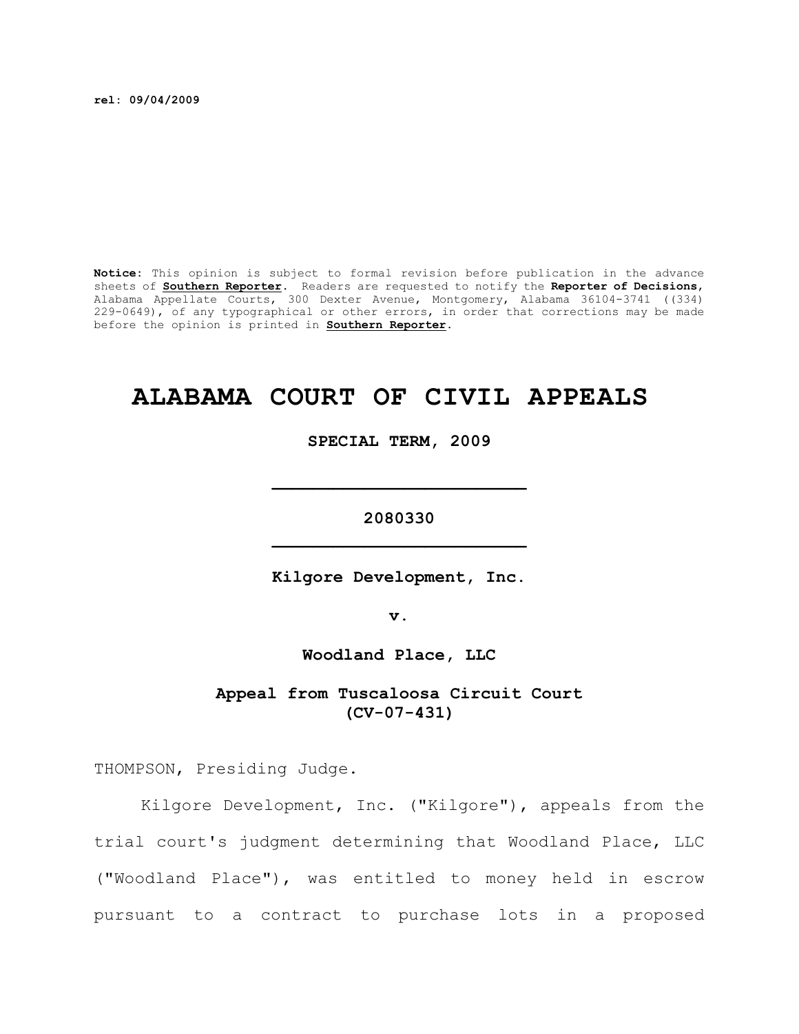**rel: 09/04/2009**

**Notice:** This opinion is subject to formal revision before publication in the advance sheets of **Southern Reporter**. Readers are requested to notify the **Reporter of Decisions**, Alabama Appellate Courts, 300 Dexter Avenue, Montgomery, Alabama 36104-3741 ((334) 229-0649), of any typographical or other errors, in order that corrections may be made before the opinion is printed in **Southern Reporter**.

# ALABAMA COURT OF CIVIL APPEALS

**SPECIAL TERM, 2009**

---

**2080330**

---

**Kilgore Development, Inc.**

**v.**

**Woodland Place, LLC**

**Appeal from Tuscaloosa Circuit Court (CV-07-431)**

THOMPSON, Presiding Judge.

Kilgore Development, Inc. ("Kilgore"), appeals from the trial court's judgment determining that Woodland Place, LLC ("Woodland Place"), was entitled to money held in escrow pursuant to a contract to purchase lots in a proposed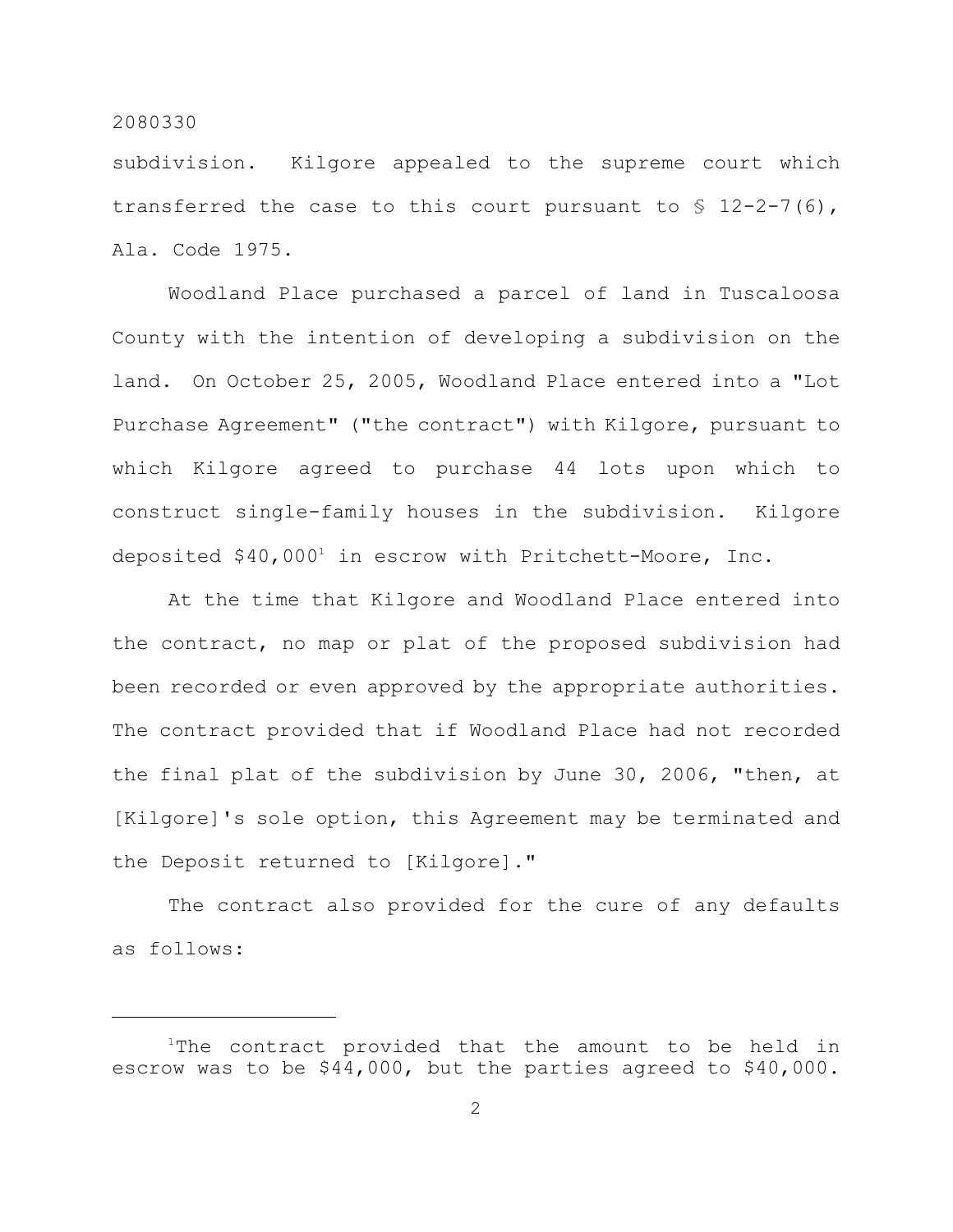subdivision. Kilgore appealed to the supreme court which transferred the case to this court pursuant to § 12-2-7(6), Ala. Code 1975.

Woodland Place purchased a parcel of land in Tuscaloosa County with the intention of developing a subdivision on the land. On October 25, 2005, Woodland Place entered into a "Lot Purchase Agreement" ("the contract") with Kilgore, pursuant to which Kilgore agreed to purchase 44 lots upon which to construct single-family houses in the subdivision. Kilgore deposited $40,000[1] in escrow with Pritchett-Moore, Inc.

At the time that Kilgore and Woodland Place entered into the contract, no map or plat of the proposed subdivision had been recorded or even approved by the appropriate authorities. The contract provided that if Woodland Place had not recorded the final plat of the subdivision by June 30, 2006, "then, at [Kilgore]'s sole option, this Agreement may be terminated and the Deposit returned to [Kilgore]."

The contract also provided for the cure of any defaults as follows:

---

[1]The contract provided that the amount to be held in escrow was to be $44,000, but the parties agreed to $40,000.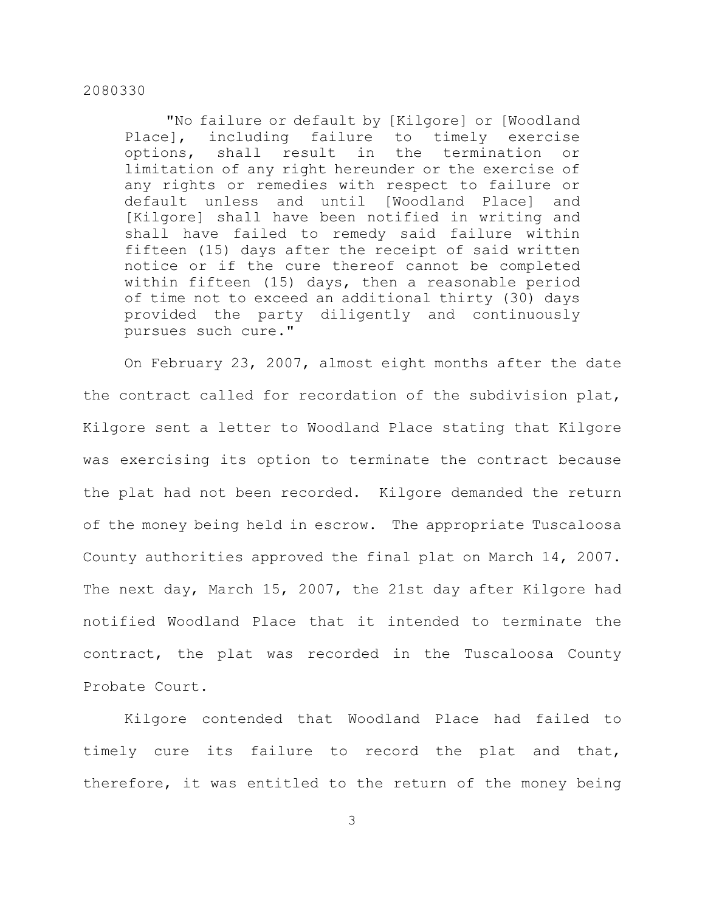> "No failure or default by [Kilgore] or [Woodland Place], including failure to timely exercise options, shall result in the termination or limitation of any right hereunder or the exercise of any rights or remedies with respect to failure or default unless and until [Woodland Place] and [Kilgore] shall have been notified in writing and shall have failed to remedy said failure within fifteen (15) days after the receipt of said written notice or if the cure thereof cannot be completed within fifteen (15) days, then a reasonable period of time not to exceed an additional thirty (30) days provided the party diligently and continuously pursues such cure."

On February 23, 2007, almost eight months after the date the contract called for recordation of the subdivision plat, Kilgore sent a letter to Woodland Place stating that Kilgore was exercising its option to terminate the contract because the plat had not been recorded. Kilgore demanded the return of the money being held in escrow. The appropriate Tuscaloosa County authorities approved the final plat on March 14, 2007. The next day, March 15, 2007, the 21st day after Kilgore had notified Woodland Place that it intended to terminate the contract, the plat was recorded in the Tuscaloosa County Probate Court.

Kilgore contended that Woodland Place had failed to timely cure its failure to record the plat and that, therefore, it was entitled to the return of the money being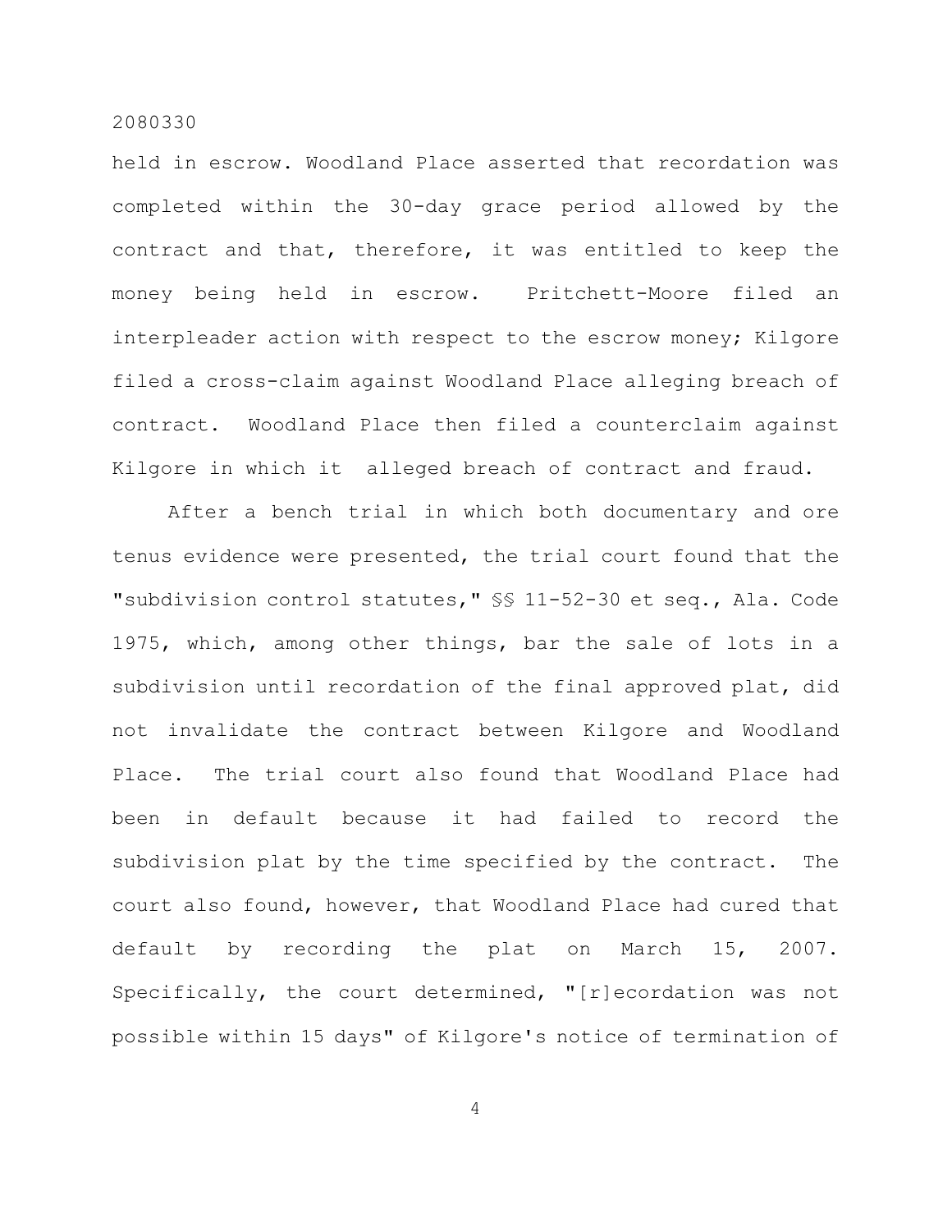held in escrow. Woodland Place asserted that recordation was completed within the 30-day grace period allowed by the contract and that, therefore, it was entitled to keep the money being held in escrow. Pritchett-Moore filed an interpleader action with respect to the escrow money; Kilgore filed a cross-claim against Woodland Place alleging breach of contract. Woodland Place then filed a counterclaim against Kilgore in which it alleged breach of contract and fraud.

After a bench trial in which both documentary and ore tenus evidence were presented, the trial court found that the "subdivision control statutes," §§ 11-52-30 et seq., Ala. Code 1975, which, among other things, bar the sale of lots in a subdivision until recordation of the final approved plat, did not invalidate the contract between Kilgore and Woodland Place. The trial court also found that Woodland Place had been in default because it had failed to record the subdivision plat by the time specified by the contract. The court also found, however, that Woodland Place had cured that default by recording the plat on March 15, 2007. Specifically, the court determined, "[r]ecordation was not possible within 15 days" of Kilgore's notice of termination of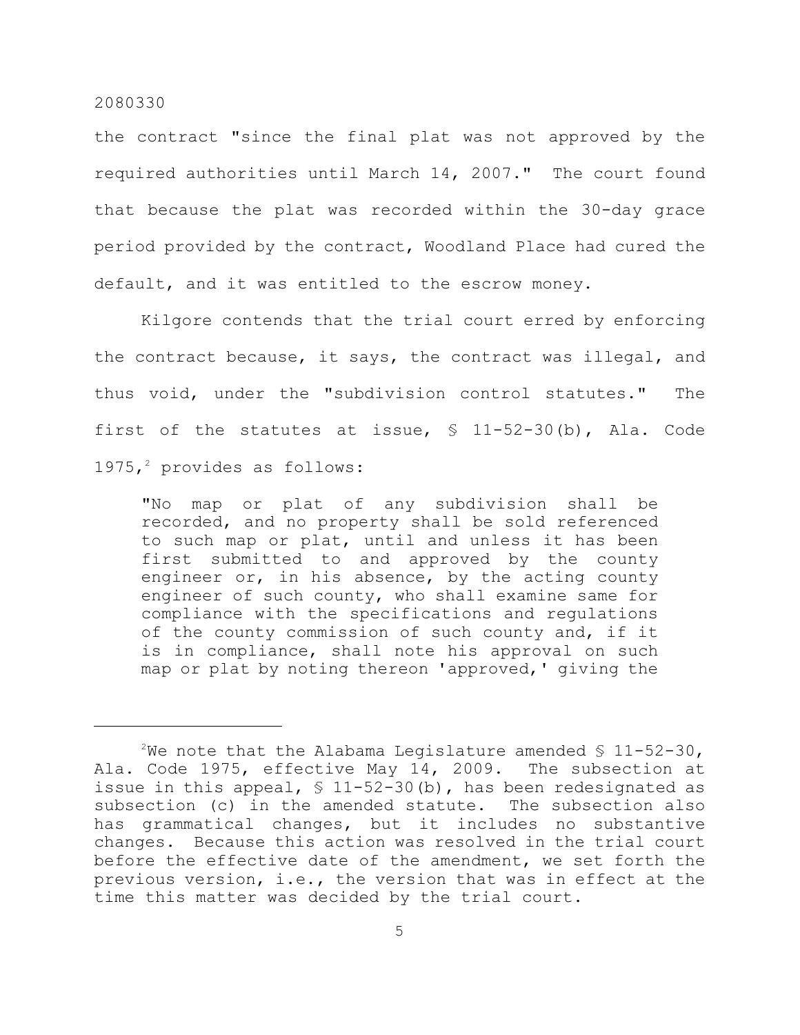the contract "since the final plat was not approved by the required authorities until March 14, 2007." The court found that because the plat was recorded within the 30-day grace period provided by the contract, Woodland Place had cured the default, and it was entitled to the escrow money.

Kilgore contends that the trial court erred by enforcing the contract because, it says, the contract was illegal, and thus void, under the "subdivision control statutes." The first of the statutes at issue, § 11-52-30(b), Ala. Code 1975,[2] provides as follows:

> "No map or plat of any subdivision shall be recorded, and no property shall be sold referenced to such map or plat, until and unless it has been first submitted to and approved by the county engineer or, in his absence, by the acting county engineer of such county, who shall examine same for compliance with the specifications and regulations of the county commission of such county and, if it is in compliance, shall note his approval on such map or plat by noting thereon 'approved,' giving the

---

[2]We note that the Alabama Legislature amended § 11-52-30, Ala. Code 1975, effective May 14, 2009. The subsection at issue in this appeal, § 11-52-30(b), has been redesignated as subsection (c) in the amended statute. The subsection also has grammatical changes, but it includes no substantive changes. Because this action was resolved in the trial court before the effective date of the amendment, we set forth the previous version, i.e., the version that was in effect at the time this matter was decided by the trial court.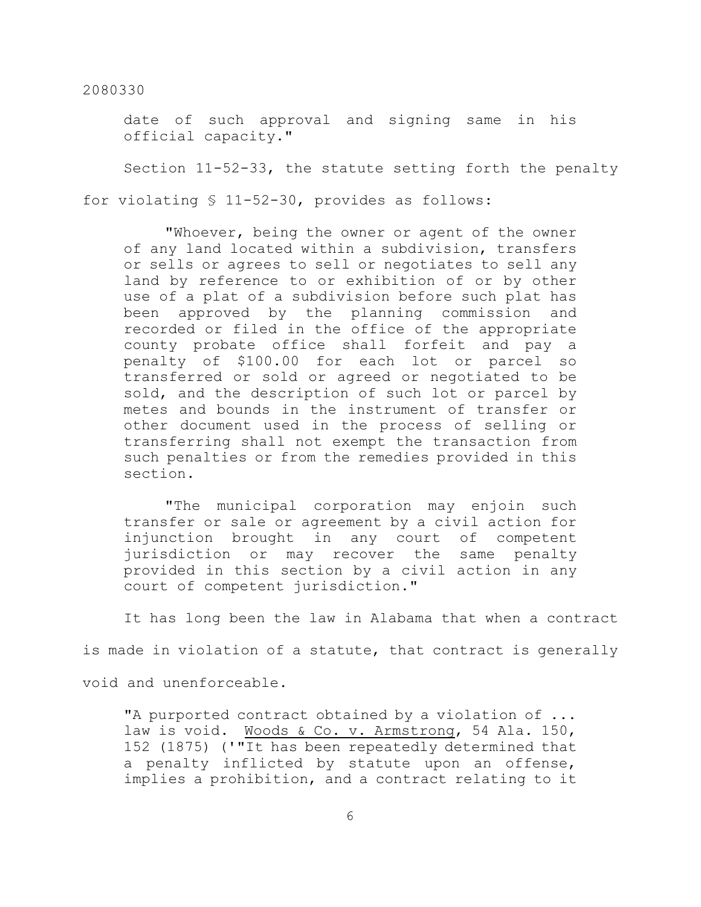> date of such approval and signing same in his official capacity."

Section 11-52-33, the statute setting forth the penalty for violating § 11-52-30, provides as follows:

> "Whoever, being the owner or agent of the owner of any land located within a subdivision, transfers or sells or agrees to sell or negotiates to sell any land by reference to or exhibition of or by other use of a plat of a subdivision before such plat has been approved by the planning commission and recorded or filed in the office of the appropriate county probate office shall forfeit and pay a penalty of $100.00 for each lot or parcel so transferred or sold or agreed or negotiated to be sold, and the description of such lot or parcel by metes and bounds in the instrument of transfer or other document used in the process of selling or transferring shall not exempt the transaction from such penalties or from the remedies provided in this section.
>
> "The municipal corporation may enjoin such transfer or sale or agreement by a civil action for injunction brought in any court of competent jurisdiction or may recover the same penalty provided in this section by a civil action in any court of competent jurisdiction."

It has long been the law in Alabama that when a contract is made in violation of a statute, that contract is generally void and unenforceable.

> "A purported contract obtained by a violation of ... law is void. Woods & Co. v. Armstrong, 54 Ala. 150, 152 (1875) ('"It has been repeatedly determined that a penalty inflicted by statute upon an offense, implies a prohibition, and a contract relating to it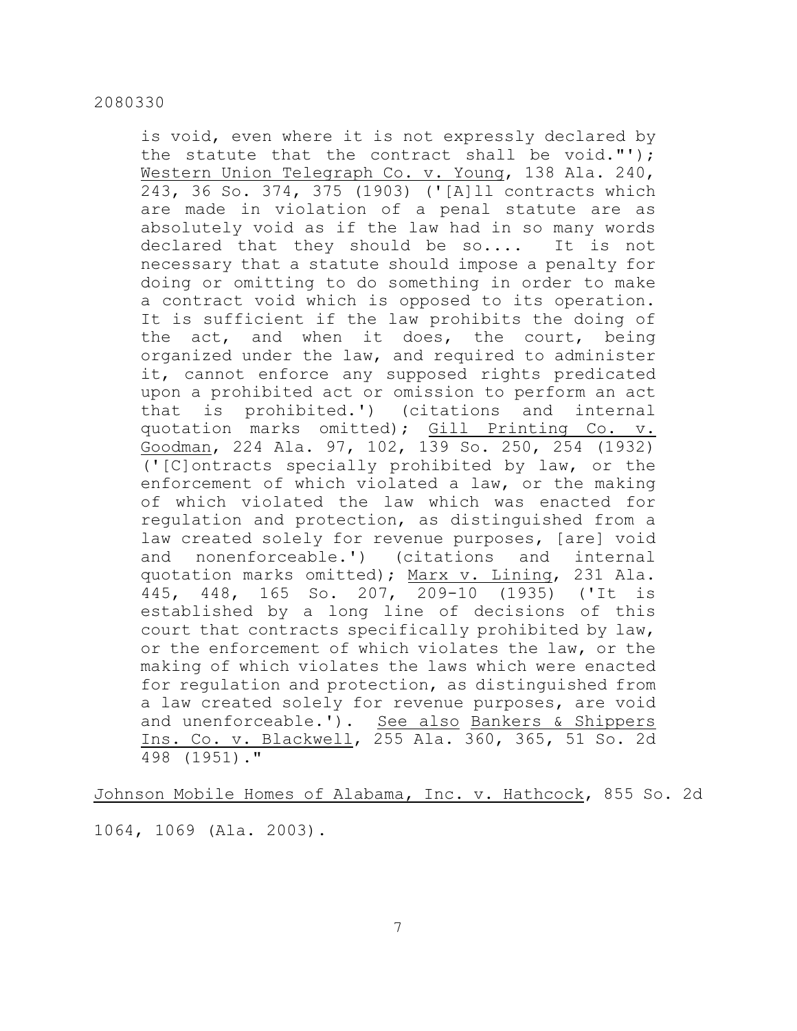> is void, even where it is not expressly declared by the statute that the contract shall be void."'); Western Union Telegraph Co. v. Young, 138 Ala. 240, 243, 36 So. 374, 375 (1903) ('[A]ll contracts which are made in violation of a penal statute are as absolutely void as if the law had in so many words declared that they should be so.... It is not necessary that a statute should impose a penalty for doing or omitting to do something in order to make a contract void which is opposed to its operation. It is sufficient if the law prohibits the doing of the act, and when it does, the court, being organized under the law, and required to administer it, cannot enforce any supposed rights predicated upon a prohibited act or omission to perform an act that is prohibited.') (citations and internal quotation marks omitted); Gill Printing Co. v. Goodman, 224 Ala. 97, 102, 139 So. 250, 254 (1932) ('[C]ontracts specially prohibited by law, or the enforcement of which violated a law, or the making of which violated the law which was enacted for regulation and protection, as distinguished from a law created solely for revenue purposes, [are] void and nonenforceable.') (citations and internal quotation marks omitted); Marx v. Lining, 231 Ala. 445, 448, 165 So. 207, 209-10 (1935) ('It is established by a long line of decisions of this court that contracts specifically prohibited by law, or the enforcement of which violates the law, or the making of which violates the laws which were enacted for regulation and protection, as distinguished from a law created solely for revenue purposes, are void and unenforceable.'). See also Bankers & Shippers Ins. Co. v. Blackwell, 255 Ala. 360, 365, 51 So. 2d 498 (1951)."

Johnson Mobile Homes of Alabama, Inc. v. Hathcock, 855 So. 2d 1064, 1069 (Ala. 2003).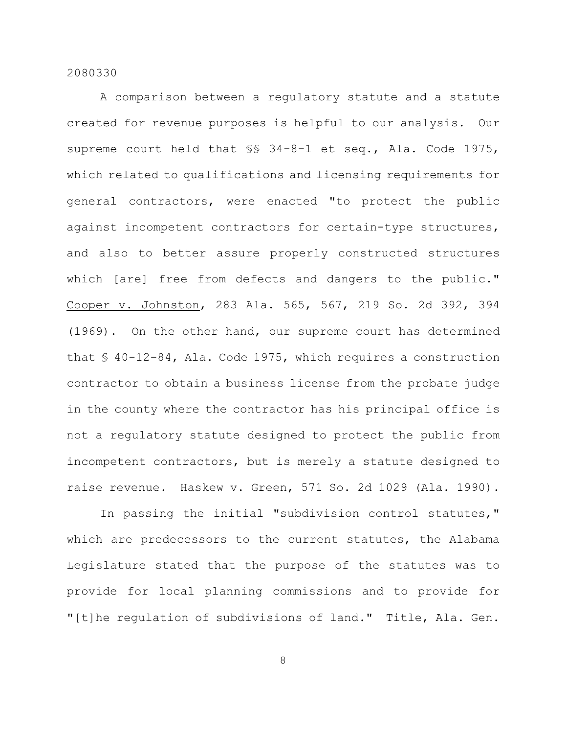A comparison between a regulatory statute and a statute created for revenue purposes is helpful to our analysis. Our supreme court held that §§ 34-8-1 et seq., Ala. Code 1975, which related to qualifications and licensing requirements for general contractors, were enacted "to protect the public against incompetent contractors for certain-type structures, and also to better assure properly constructed structures which [are] free from defects and dangers to the public." Cooper v. Johnston, 283 Ala. 565, 567, 219 So. 2d 392, 394 (1969). On the other hand, our supreme court has determined that § 40-12-84, Ala. Code 1975, which requires a construction contractor to obtain a business license from the probate judge in the county where the contractor has his principal office is not a regulatory statute designed to protect the public from incompetent contractors, but is merely a statute designed to raise revenue. Haskew v. Green, 571 So. 2d 1029 (Ala. 1990).

In passing the initial "subdivision control statutes," which are predecessors to the current statutes, the Alabama Legislature stated that the purpose of the statutes was to provide for local planning commissions and to provide for "[t]he regulation of subdivisions of land." Title, Ala. Gen.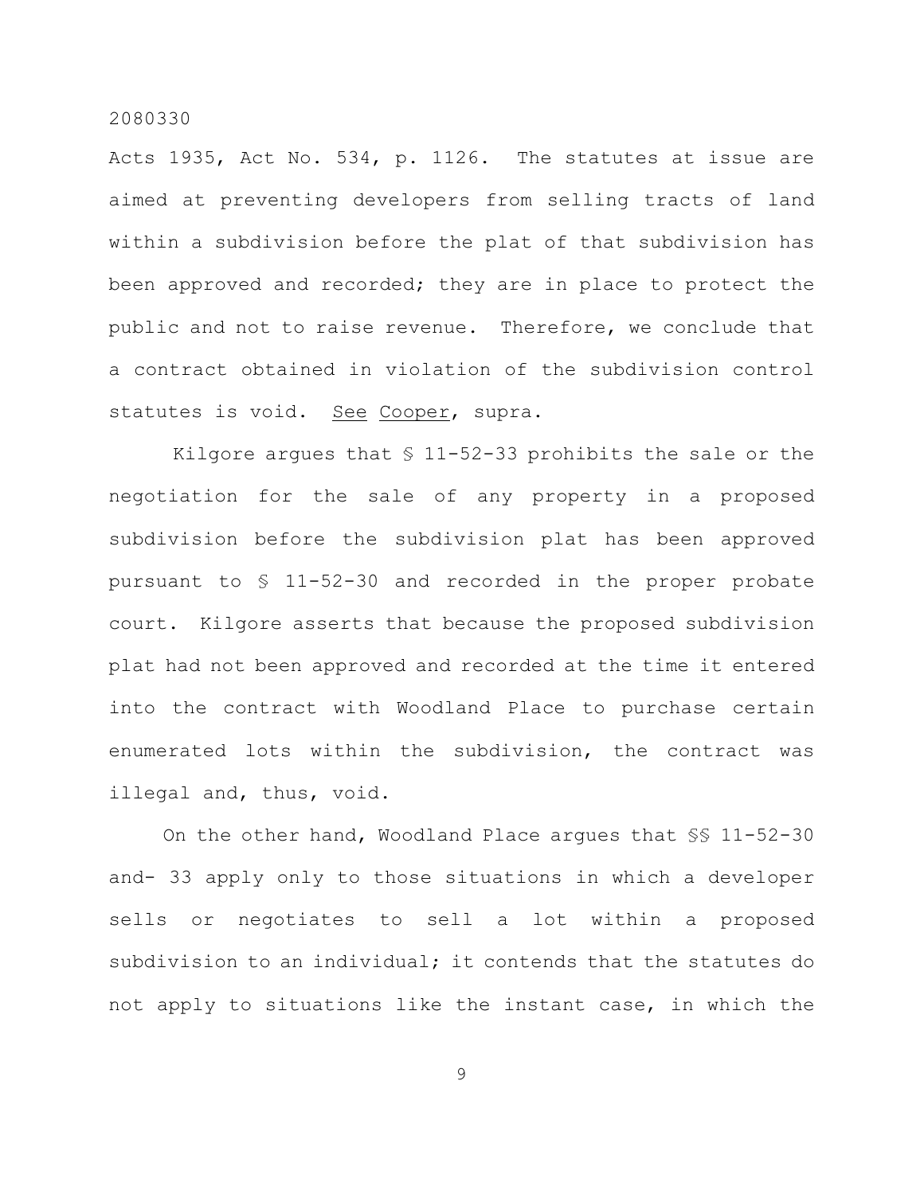Acts 1935, Act No. 534, p. 1126. The statutes at issue are aimed at preventing developers from selling tracts of land within a subdivision before the plat of that subdivision has been approved and recorded; they are in place to protect the public and not to raise revenue. Therefore, we conclude that a contract obtained in violation of the subdivision control statutes is void. See Cooper, supra.

Kilgore argues that § 11-52-33 prohibits the sale or the negotiation for the sale of any property in a proposed subdivision before the subdivision plat has been approved pursuant to § 11-52-30 and recorded in the proper probate court. Kilgore asserts that because the proposed subdivision plat had not been approved and recorded at the time it entered into the contract with Woodland Place to purchase certain enumerated lots within the subdivision, the contract was illegal and, thus, void.

On the other hand, Woodland Place argues that §§ 11-52-30 and- 33 apply only to those situations in which a developer sells or negotiates to sell a lot within a proposed subdivision to an individual; it contends that the statutes do not apply to situations like the instant case, in which the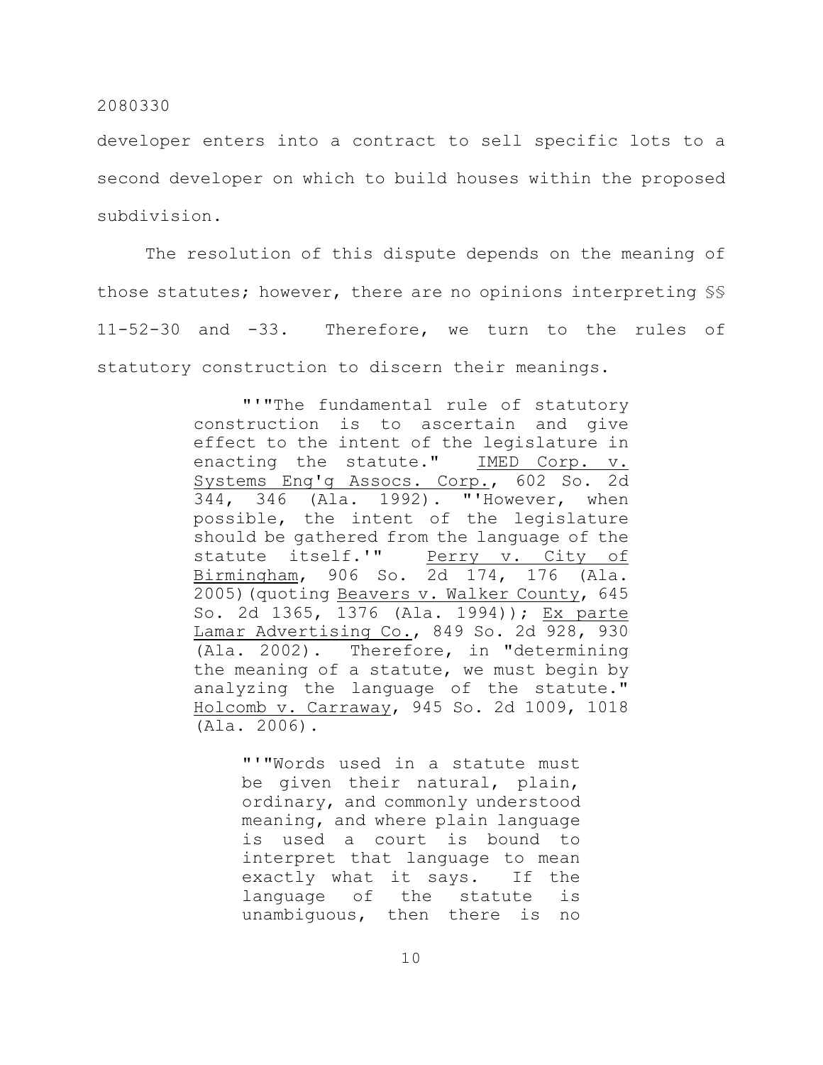developer enters into a contract to sell specific lots to a second developer on which to build houses within the proposed subdivision.

The resolution of this dispute depends on the meaning of those statutes; however, there are no opinions interpreting §§ 11-52-30 and -33. Therefore, we turn to the rules of statutory construction to discern their meanings.

> "'"The fundamental rule of statutory construction is to ascertain and give effect to the intent of the legislature in enacting the statute." IMED Corp. v. Systems Eng'g Assocs. Corp., 602 So. 2d 344, 346 (Ala. 1992). "'However, when possible, the intent of the legislature should be gathered from the language of the statute itself.'" Perry v. City of Birmingham, 906 So. 2d 174, 176 (Ala. 2005)(quoting Beavers v. Walker County, 645 So. 2d 1365, 1376 (Ala. 1994)); Ex parte Lamar Advertising Co., 849 So. 2d 928, 930 (Ala. 2002). Therefore, in "determining the meaning of a statute, we must begin by analyzing the language of the statute." Holcomb v. Carraway, 945 So. 2d 1009, 1018 (Ala. 2006).
>
> > "'"Words used in a statute must be given their natural, plain, ordinary, and commonly understood meaning, and where plain language is used a court is bound to interpret that language to mean exactly what it says. If the language of the statute is unambiguous, then there is no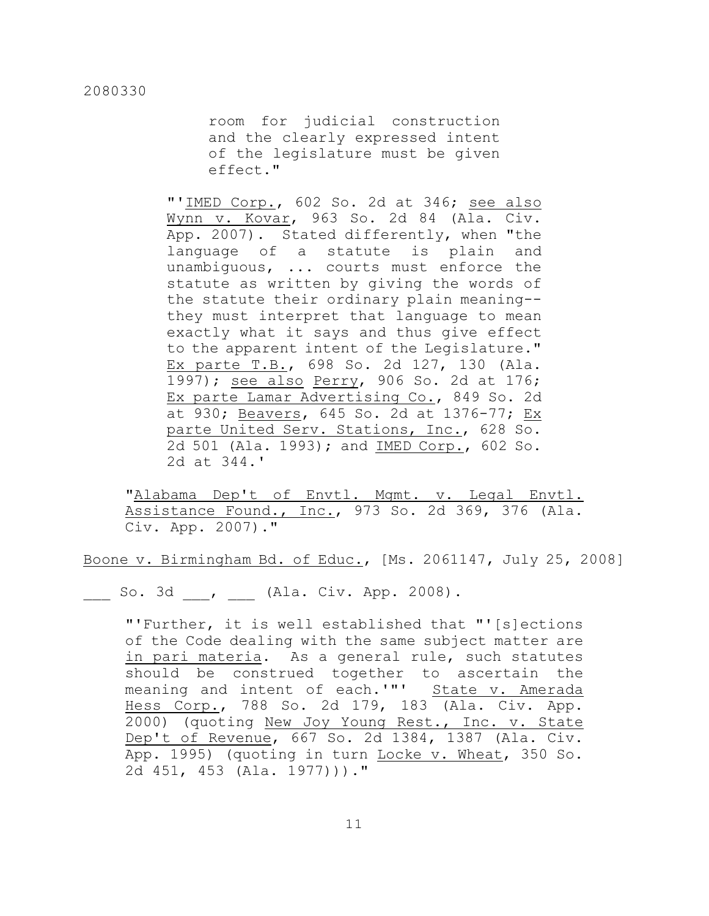> > room for judicial construction and the clearly expressed intent of the legislature must be given effect."
>
> "'IMED Corp., 602 So. 2d at 346; see also Wynn v. Kovar, 963 So. 2d 84 (Ala. Civ. App. 2007). Stated differently, when "the language of a statute is plain and unambiguous, ... courts must enforce the statute as written by giving the words of the statute their ordinary plain meaning--they must interpret that language to mean exactly what it says and thus give effect to the apparent intent of the Legislature." Ex parte T.B., 698 So. 2d 127, 130 (Ala. 1997); see also Perry, 906 So. 2d at 176; Ex parte Lamar Advertising Co., 849 So. 2d at 930; Beavers, 645 So. 2d at 1376-77; Ex parte United Serv. Stations, Inc., 628 So. 2d 501 (Ala. 1993); and IMED Corp., 602 So. 2d at 344.'
>
> "Alabama Dep't of Envtl. Mgmt. v. Legal Envtl. Assistance Found., Inc., 973 So. 2d 369, 376 (Ala. Civ. App. 2007)."

Boone v. Birmingham Bd. of Educ., [Ms. 2061147, July 25, 2008] ___ So. 3d ___, ___ (Ala. Civ. App. 2008).

> "'Further, it is well established that "'[s]ections of the Code dealing with the same subject matter are in pari materia. As a general rule, such statutes should be construed together to ascertain the meaning and intent of each.'"' State v. Amerada Hess Corp., 788 So. 2d 179, 183 (Ala. Civ. App. 2000) (quoting New Joy Young Rest., Inc. v. State Dep't of Revenue, 667 So. 2d 1384, 1387 (Ala. Civ. App. 1995) (quoting in turn Locke v. Wheat, 350 So. 2d 451, 453 (Ala. 1977)))."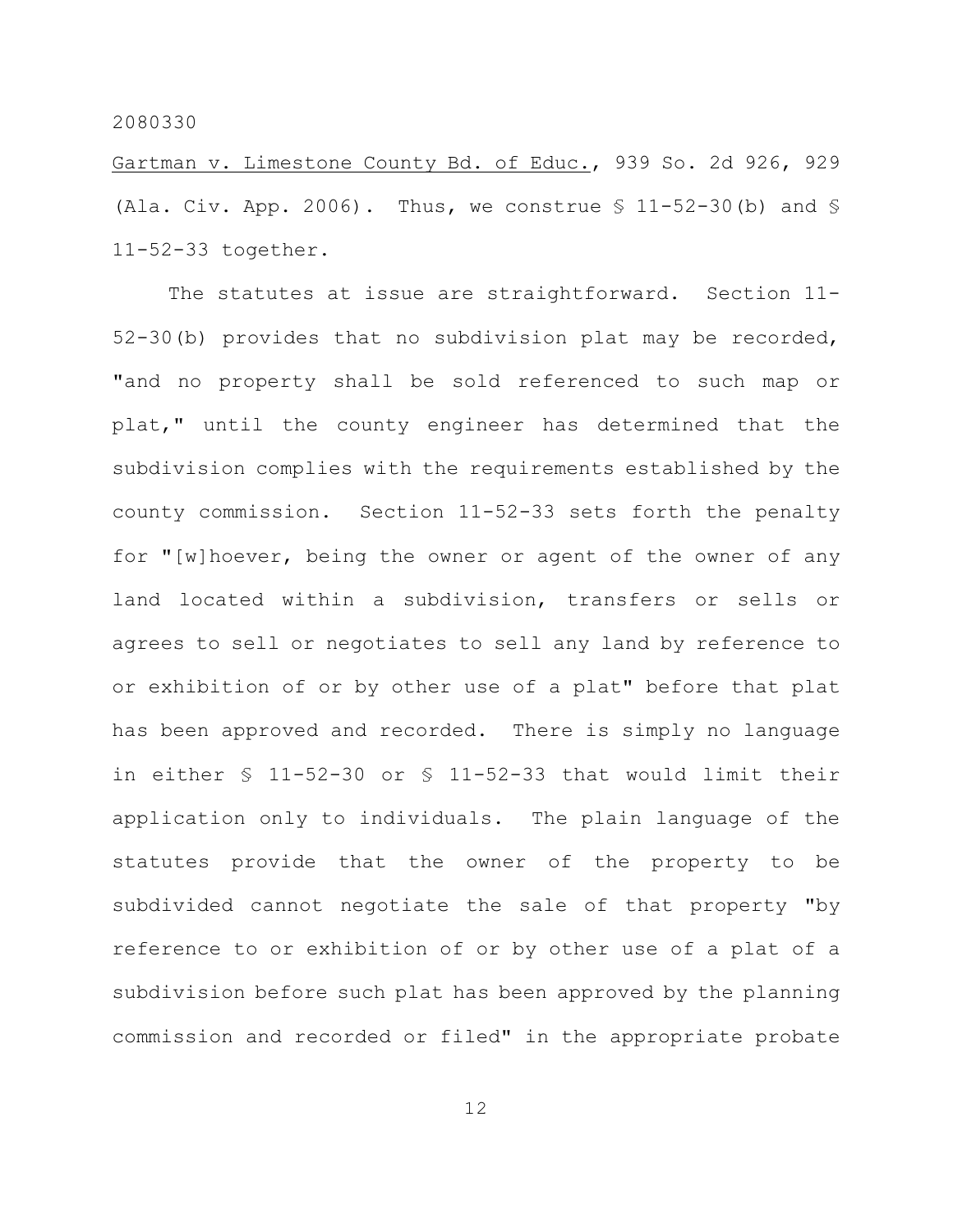Gartman v. Limestone County Bd. of Educ., 939 So. 2d 926, 929 (Ala. Civ. App. 2006). Thus, we construe § 11-52-30(b) and § 11-52-33 together.

The statutes at issue are straightforward. Section 11-52-30(b) provides that no subdivision plat may be recorded, "and no property shall be sold referenced to such map or plat," until the county engineer has determined that the subdivision complies with the requirements established by the county commission. Section 11-52-33 sets forth the penalty for "[w]hoever, being the owner or agent of the owner of any land located within a subdivision, transfers or sells or agrees to sell or negotiates to sell any land by reference to or exhibition of or by other use of a plat" before that plat has been approved and recorded. There is simply no language in either § 11-52-30 or § 11-52-33 that would limit their application only to individuals. The plain language of the statutes provide that the owner of the property to be subdivided cannot negotiate the sale of that property "by reference to or exhibition of or by other use of a plat of a subdivision before such plat has been approved by the planning commission and recorded or filed" in the appropriate probate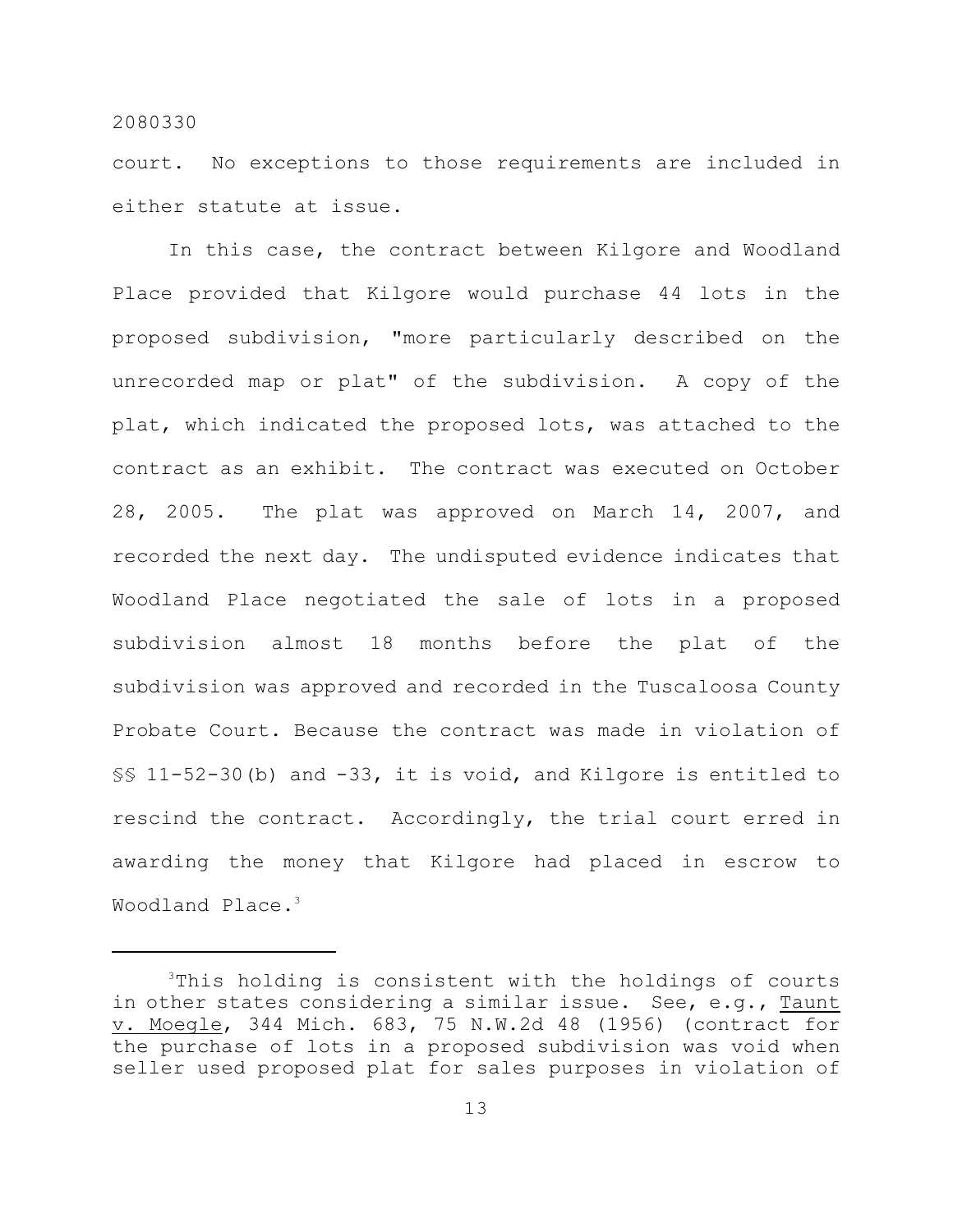court. No exceptions to those requirements are included in either statute at issue.

In this case, the contract between Kilgore and Woodland Place provided that Kilgore would purchase 44 lots in the proposed subdivision, "more particularly described on the unrecorded map or plat" of the subdivision. A copy of the plat, which indicated the proposed lots, was attached to the contract as an exhibit. The contract was executed on October 28, 2005. The plat was approved on March 14, 2007, and recorded the next day. The undisputed evidence indicates that Woodland Place negotiated the sale of lots in a proposed subdivision almost 18 months before the plat of the subdivision was approved and recorded in the Tuscaloosa County Probate Court. Because the contract was made in violation of §§ 11-52-30(b) and -33, it is void, and Kilgore is entitled to rescind the contract. Accordingly, the trial court erred in awarding the money that Kilgore had placed in escrow to Woodland Place.[3]

---

[3]This holding is consistent with the holdings of courts in other states considering a similar issue. See, e.g., Taunt v. Moegle, 344 Mich. 683, 75 N.W.2d 48 (1956) (contract for the purchase of lots in a proposed subdivision was void when seller used proposed plat for sales purposes in violation of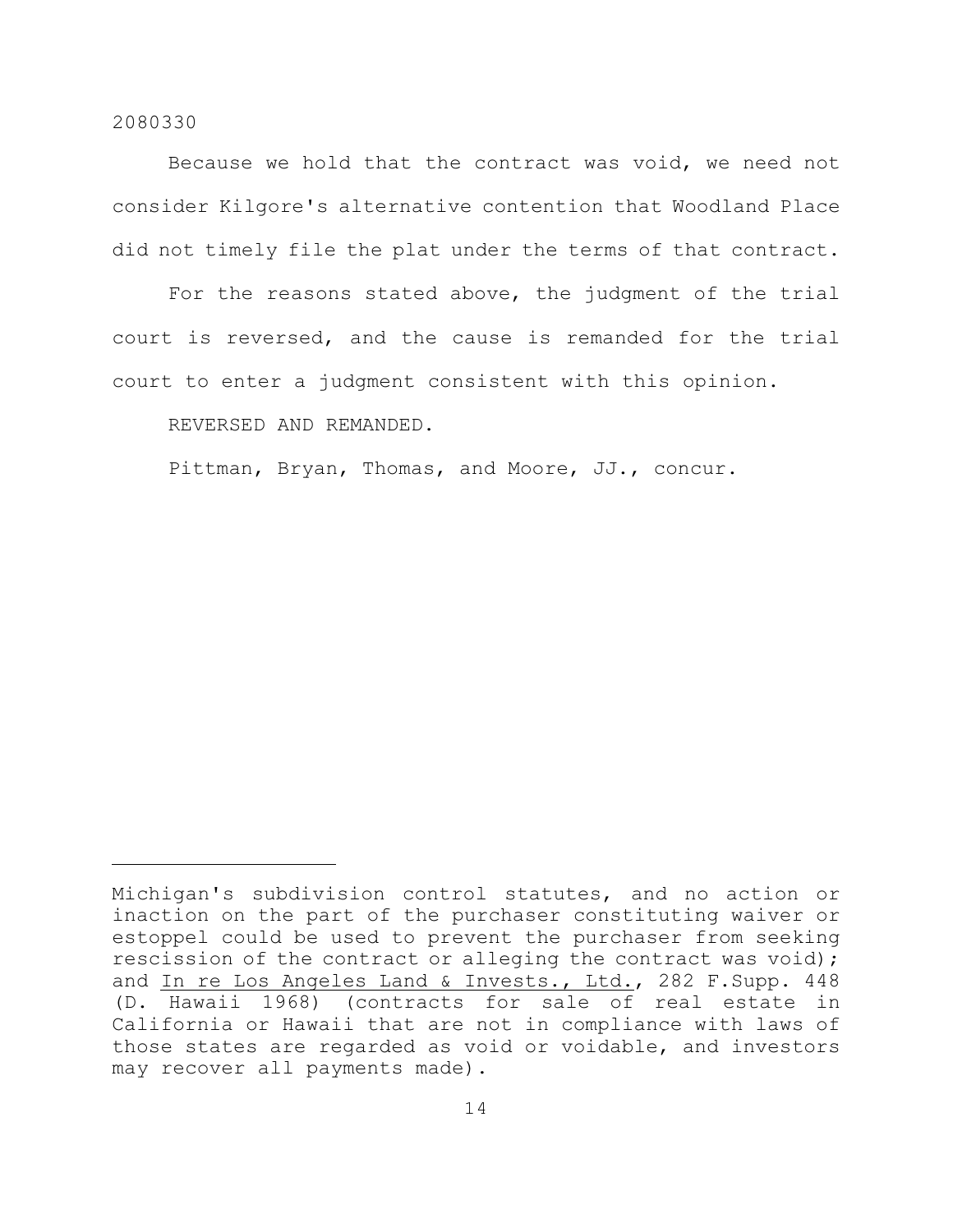Because we hold that the contract was void, we need not consider Kilgore's alternative contention that Woodland Place did not timely file the plat under the terms of that contract.

For the reasons stated above, the judgment of the trial court is reversed, and the cause is remanded for the trial court to enter a judgment consistent with this opinion.

REVERSED AND REMANDED.

Pittman, Bryan, Thomas, and Moore, JJ., concur.

---

Michigan's subdivision control statutes, and no action or inaction on the part of the purchaser constituting waiver or estoppel could be used to prevent the purchaser from seeking rescission of the contract or alleging the contract was void); and In re Los Angeles Land & Invests., Ltd., 282 F.Supp. 448 (D. Hawaii 1968) (contracts for sale of real estate in California or Hawaii that are not in compliance with laws of those states are regarded as void or voidable, and investors may recover all payments made).